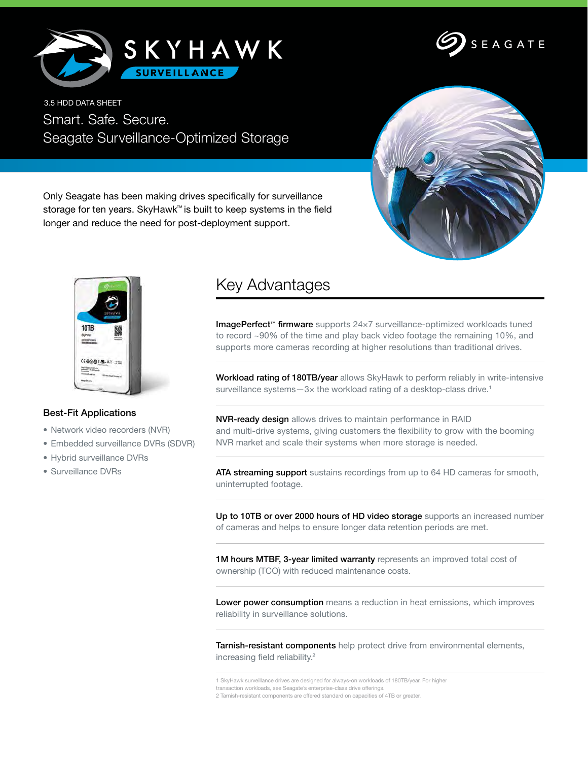# SKYHAWK SURVEILLANCE

SEAGATE

3.5 HDD DATA SHEET

## Smart. Safe. Secure.
## Seagate Surveillance-Optimized Storage

Only Seagate has been making drives specifically for surveillance storage for ten years. SkyHawk™ is built to keep systems in the field longer and reduce the need for post-deployment support.

### Best-Fit Applications

- Network video recorders (NVR)
- Embedded surveillance DVRs (SDVR)
- Hybrid surveillance DVRs
- Surveillance DVRs

## Key Advantages

**ImagePerfect™ firmware** supports 24×7 surveillance-optimized workloads tuned to record ~90% of the time and play back video footage the remaining 10%, and supports more cameras recording at higher resolutions than traditional drives.

**Workload rating of 180TB/year** allows SkyHawk to perform reliably in write-intensive surveillance systems—3× the workload rating of a desktop-class drive.[1]

**NVR-ready design** allows drives to maintain performance in RAID and multi-drive systems, giving customers the flexibility to grow with the booming NVR market and scale their systems when more storage is needed.

**ATA streaming support** sustains recordings from up to 64 HD cameras for smooth, uninterrupted footage.

**Up to 10TB or over 2000 hours of HD video storage** supports an increased number of cameras and helps to ensure longer data retention periods are met.

**1M hours MTBF, 3-year limited warranty** represents an improved total cost of ownership (TCO) with reduced maintenance costs.

**Lower power consumption** means a reduction in heat emissions, which improves reliability in surveillance solutions.

**Tarnish-resistant components** help protect drive from environmental elements, increasing field reliability.[2]

1 SkyHawk surveillance drives are designed for always-on workloads of 180TB/year. For higher transaction workloads, see Seagate's enterprise-class drive offerings.
2 Tarnish-resistant components are offered standard on capacities of 4TB or greater.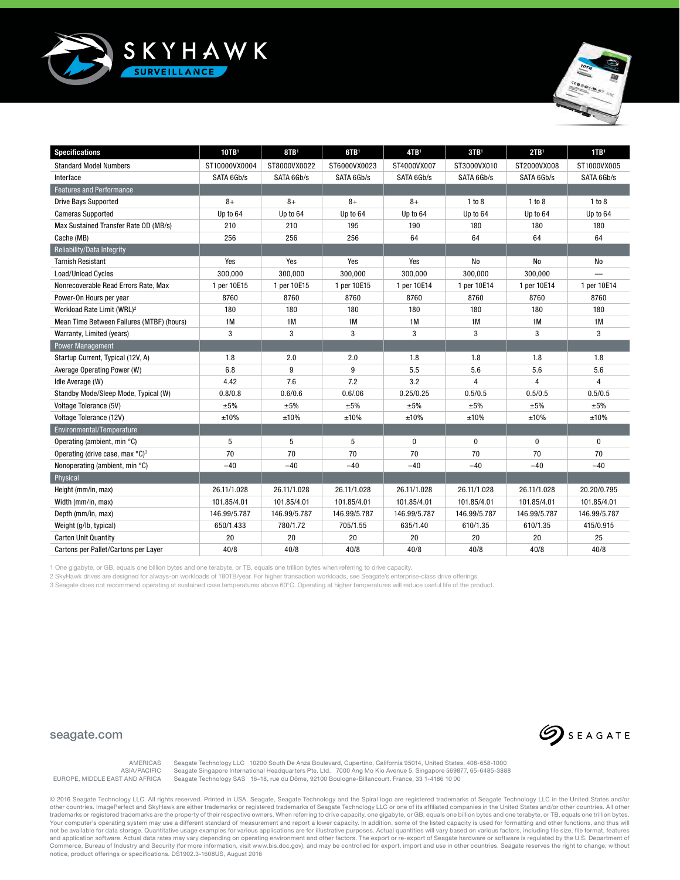# SKYHAWK SURVEILLANCE

| Specifications | 10TB[1] | 8TB[1] | 6TB[1] | 4TB[1] | 3TB[1] | 2TB[1] | 1TB[1] |
|---|---|---|---|---|---|---|---|
| Standard Model Numbers | ST10000VX0004 | ST8000VX0022 | ST6000VX0023 | ST4000VX007 | ST3000VX010 | ST2000VX008 | ST1000VX005 |
| Interface | SATA 6Gb/s | SATA 6Gb/s | SATA 6Gb/s | SATA 6Gb/s | SATA 6Gb/s | SATA 6Gb/s | SATA 6Gb/s |
| **Features and Performance** | | | | | | | |
| Drive Bays Supported | 8+ | 8+ | 8+ | 8+ | 1 to 8 | 1 to 8 | 1 to 8 |
| Cameras Supported | Up to 64 | Up to 64 | Up to 64 | Up to 64 | Up to 64 | Up to 64 | Up to 64 |
| Max Sustained Transfer Rate OD (MB/s) | 210 | 210 | 195 | 190 | 180 | 180 | 180 |
| Cache (MB) | 256 | 256 | 256 | 64 | 64 | 64 | 64 |
| **Reliability/Data Integrity** | | | | | | | |
| Tarnish Resistant | Yes | Yes | Yes | Yes | No | No | No |
| Load/Unload Cycles | 300,000 | 300,000 | 300,000 | 300,000 | 300,000 | 300,000 | — |
| Nonrecoverable Read Errors Rate, Max | 1 per 10E15 | 1 per 10E15 | 1 per 10E15 | 1 per 10E14 | 1 per 10E14 | 1 per 10E14 | 1 per 10E14 |
| Power-On Hours per year | 8760 | 8760 | 8760 | 8760 | 8760 | 8760 | 8760 |
| Workload Rate Limit (WRL)[2] | 180 | 180 | 180 | 180 | 180 | 180 | 180 |
| Mean Time Between Failures (MTBF) (hours) | 1M | 1M | 1M | 1M | 1M | 1M | 1M |
| Warranty, Limited (years) | 3 | 3 | 3 | 3 | 3 | 3 | 3 |
| **Power Management** | | | | | | | |
| Startup Current, Typical (12V, A) | 1.8 | 2.0 | 2.0 | 1.8 | 1.8 | 1.8 | 1.8 |
| Average Operating Power (W) | 6.8 | 9 | 9 | 5.5 | 5.6 | 5.6 | 5.6 |
| Idle Average (W) | 4.42 | 7.6 | 7.2 | 3.2 | 4 | 4 | 4 |
| Standby Mode/Sleep Mode, Typical (W) | 0.8/0.8 | 0.6/0.6 | 0.6/.06 | 0.25/0.25 | 0.5/0.5 | 0.5/0.5 | 0.5/0.5 |
| Voltage Tolerance (5V) | ±5% | ±5% | ±5% | ±5% | ±5% | ±5% | ±5% |
| Voltage Tolerance (12V) | ±10% | ±10% | ±10% | ±10% | ±10% | ±10% | ±10% |
| **Environmental/Temperature** | | | | | | | |
| Operating (ambient, min °C) | 5 | 5 | 5 | 0 | 0 | 0 | 0 |
| Operating (drive case, max °C)[3] | 70 | 70 | 70 | 70 | 70 | 70 | 70 |
| Nonoperating (ambient, min °C) | −40 | −40 | −40 | −40 | −40 | −40 | −40 |
| **Physical** | | | | | | | |
| Height (mm/in, max) | 26.11/1.028 | 26.11/1.028 | 26.11/1.028 | 26.11/1.028 | 26.11/1.028 | 26.11/1.028 | 20.20/0.795 |
| Width (mm/in, max) | 101.85/4.01 | 101.85/4.01 | 101.85/4.01 | 101.85/4.01 | 101.85/4.01 | 101.85/4.01 | 101.85/4.01 |
| Depth (mm/in, max) | 146.99/5.787 | 146.99/5.787 | 146.99/5.787 | 146.99/5.787 | 146.99/5.787 | 146.99/5.787 | 146.99/5.787 |
| Weight (g/lb, typical) | 650/1.433 | 780/1.72 | 705/1.55 | 635/1.40 | 610/1.35 | 610/1.35 | 415/0.915 |
| Carton Unit Quantity | 20 | 20 | 20 | 20 | 20 | 20 | 25 |
| Cartons per Pallet/Cartons per Layer | 40/8 | 40/8 | 40/8 | 40/8 | 40/8 | 40/8 | 40/8 |

1 One gigabyte, or GB, equals one billion bytes and one terabyte, or TB, equals one trillion bytes when referring to drive capacity.
2 SkyHawk drives are designed for always-on workloads of 180TB/year. For higher transaction workloads, see Seagate's enterprise-class drive offerings.
3 Seagate does not recommend operating at sustained case temperatures above 60°C. Operating at higher temperatures will reduce useful life of the product.

seagate.com

SEAGATE

AMERICAS Seagate Technology LLC 10200 South De Anza Boulevard, Cupertino, California 95014, United States, 408-658-1000
ASIA/PACIFIC Seagate Singapore International Headquarters Pte. Ltd. 7000 Ang Mo Kio Avenue 5, Singapore 569877, 65-6485-3888
EUROPE, MIDDLE EAST AND AFRICA Seagate Technology SAS 16–18, rue du Dôme, 92100 Boulogne-Billancourt, France, 33 1-4186 10 00

© 2016 Seagate Technology LLC. All rights reserved. Printed in USA. Seagate, Seagate Technology and the Spiral logo are registered trademarks of Seagate Technology LLC in the United States and/or other countries. ImagePerfect and SkyHawk are either trademarks or registered trademarks of Seagate Technology LLC or one of its affiliated companies in the United States and/or other countries. All other trademarks or registered trademarks are the property of their respective owners. When referring to drive capacity, one gigabyte, or GB, equals one billion bytes and one terabyte, or TB, equals one trillion bytes. Your computer's operating system may use a different standard of measurement and report a lower capacity. In addition, some of the listed capacity is used for formatting and other functions, and thus will not be available for data storage. Quantitative usage examples for various applications are for illustrative purposes. Actual quantities will vary based on various factors, including file size, file format, features and application software. Actual data rates may vary depending on operating environment and other factors. The export or re-export of Seagate hardware or software is regulated by the U.S. Department of Commerce, Bureau of Industry and Security (for more information, visit www.bis.doc.gov), and may be controlled for export, import and use in other countries. Seagate reserves the right to change, without notice, product offerings or specifications. DS1902.3-1608US, August 2016